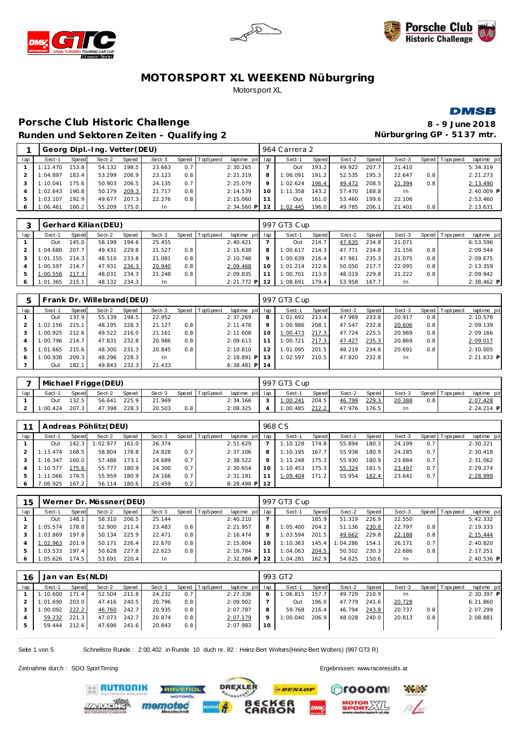# MOTORSPORT XL WEEKEND Nüburgring

Motorsport XL

## Porsche Club Historic Challenge

**8 - 9 June 2018**

### Runden und Sektoren Zeiten - Qualifying 2

**Nürburgring GP - 5137 mtr.**

| 1 | Georg Dipl.-Ing. Vetter(DEU) | | | | | | | | 964 Carrera 2 | | | | | | | | |
|---|---|---|---|---|---|---|---|---|---|---|---|---|---|---|---|---|---|
| lap | Sect-1 | Speed | Sect-2 | Speed | Sect-3 | Speed | TopSpeed | laptime pit | lap | Sect-1 | Speed | Sect-2 | Speed | Sect-3 | Speed | Topspeed | laptime pit |
| 1 | 1:12.470 | 153.8 | 54.132 | 198.5 | 23.663 | 0.7 | | 2:30.265 | 7 | Out | 193.2 | 49.922 | 207.7 | 21.410 | | | 5:34.319 |
| 2 | 1:04.897 | 183.4 | 53.299 | 206.9 | 23.123 | 0.8 | | 2:21.319 | 8 | 1:06.091 | 191.2 | 52.535 | 195.3 | 22.647 | 0.8 | | 2:21.273 |
| 3 | 1:10.041 | 175.6 | 50.903 | 206.5 | 24.135 | 0.7 | | 2:25.079 | 9 | 1:02.624 | 196.4 | 49.472 | 208.5 | 21.394 | 0.8 | | 2:13.490 |
| 4 | 1:02.643 | 190.8 | 50.179 | 209.3 | 21.717 | 0.8 | | 2:14.539 | 10 | 1:11.358 | 143.2 | 57.470 | 168.8 | In | | | 2:40.009 P |
| 5 | 1:03.107 | 192.9 | 49.677 | 207.3 | 22.276 | 0.8 | | 2:15.060 | 11 | Out | 161.0 | 53.460 | 199.6 | 22.106 | | | 2:53.460 |
| 6 | 1:06.461 | 160.2 | 55.209 | 175.0 | In | | | 2:34.560 P | 12 | 1:02.445 | 196.0 | 49.785 | 206.1 | 21.401 | 0.8 | | 2:13.631 |

| 3 | Gerhard Kilian(DEU) | | | | | | | | 997 GT3 Cup | | | | | | | | |
|---|---|---|---|---|---|---|---|---|---|---|---|---|---|---|---|---|---|
| lap | Sect-1 | Speed | Sect-2 | Speed | Sect-3 | Speed | TopSpeed | laptime pit | lap | Sect-1 | Speed | Sect-2 | Speed | Sect-3 | Speed | Topspeed | laptime pit |
| 1 | Out | 145.0 | 58.199 | 194.6 | 25.455 | | | 2:40.421 | 7 | Out | 214.7 | 47.635 | 234.8 | 21.071 | | | 6:53.596 |
| 2 | 1:04.680 | 207.7 | 49.431 | 229.8 | 21.527 | 0.8 | | 2:15.638 | 8 | 1:00.617 | 214.3 | 47.771 | 234.8 | 21.156 | 0.8 | | 2:09.544 |
| 3 | 1:01.155 | 214.3 | 48.510 | 233.8 | 21.081 | 0.8 | | 2:10.746 | 9 | 1:00.639 | 216.4 | 47.961 | 235.3 | 21.075 | 0.8 | | 2:09.675 |
| 4 | 1:00.597 | 214.7 | 47.931 | 236.3 | 20.940 | 0.8 | | 2:09.468 | 10 | 1:01.214 | 212.6 | 50.050 | 217.7 | 22.095 | 0.8 | | 2:13.359 |
| 5 | 1:00.556 | 217.3 | 48.031 | 234.3 | 21.248 | 0.8 | | 2:09.835 | 11 | 1:00.701 | 213.0 | 48.019 | 229.8 | 21.222 | 0.8 | | 2:09.942 |
| 6 | 1:01.365 | 215.1 | 48.132 | 234.3 | In | | | 2:21.772 P | 12 | 1:08.691 | 179.4 | 53.958 | 167.7 | In | | | 2:38.462 P |

| 5 | Frank Dr. Willebrand(DEU) | | | | | | | | 997 GT3 Cup | | | | | | | | |
|---|---|---|---|---|---|---|---|---|---|---|---|---|---|---|---|---|---|
| lap | Sect-1 | Speed | Sect-2 | Speed | Sect-3 | Speed | TopSpeed | laptime pit | lap | Sect-1 | Speed | Sect-2 | Speed | Sect-3 | Speed | Topspeed | laptime pit |
| 1 | Out | 137.9 | 55.139 | 198.5 | 22.952 | | | 2:37.269 | 8 | 1:01.692 | 213.4 | 47.969 | 233.8 | 20.917 | 0.8 | | 2:10.578 |
| 2 | 1:02.156 | 215.1 | 48.195 | 228.3 | 21.127 | 0.8 | | 2:11.478 | 9 | 1:00.986 | 208.1 | 47.547 | 232.8 | 20.606 | 0.8 | | 2:09.139 |
| 3 | 1:00.925 | 212.6 | 49.522 | 216.0 | 21.161 | 0.8 | | 2:11.608 | 10 | 1:00.473 | 217.3 | 47.724 | 225.5 | 20.969 | 0.8 | | 2:09.166 |
| 4 | 1:00.796 | 214.7 | 47.831 | 232.8 | 20.986 | 0.8 | | 2:09.613 | 11 | 1:00.721 | 217.3 | 47.427 | 235.3 | 20.869 | 0.8 | | 2:09.017 |
| 5 | 1:01.665 | 215.6 | 48.300 | 231.3 | 20.845 | 0.8 | | 2:10.810 | 12 | 1:01.095 | 201.5 | 48.219 | 234.8 | 20.691 | 0.8 | | 2:10.005 |
| 6 | 1:00.938 | 209.3 | 48.296 | 228.3 | In | | | 2:18.891 P | 13 | 1:02.597 | 210.5 | 47.820 | 232.8 | In | | | 2:21.633 P |
| 7 | Out | 182.1 | 49.843 | 232.3 | 21.433 | | | 6:38.481 P | 14 | | | | | | | | |

| 7 | Michael Frigge(DEU) | | | | | | | | 997 GT3 Cup | | | | | | | | |
|---|---|---|---|---|---|---|---|---|---|---|---|---|---|---|---|---|---|
| lap | Sect-1 | Speed | Sect-2 | Speed | Sect-3 | Speed | TopSpeed | laptime pit | lap | Sect-1 | Speed | Sect-2 | Speed | Sect-3 | Speed | Topspeed | laptime pit |
| 1 | Out | 132.5 | 56.641 | 225.9 | 21.969 | | | 2:34.166 | 3 | 1:00.241 | 204.5 | 46.799 | 229.3 | 20.388 | 0.8 | | 2:07.428 |
| 2 | 1:00.424 | 207.3 | 47.398 | 228.3 | 20.503 | 0.8 | | 2:08.325 | 4 | 1:00.485 | 212.2 | 47.976 | 176.5 | In | | | 2:24.214 P |

| 11 | Andreas Pöhlitz(DEU) | | | | | | | | 968 CS | | | | | | | | |
|---|---|---|---|---|---|---|---|---|---|---|---|---|---|---|---|---|---|
| lap | Sect-1 | Speed | Sect-2 | Speed | Sect-3 | Speed | TopSpeed | laptime pit | lap | Sect-1 | Speed | Sect-2 | Speed | Sect-3 | Speed | Topspeed | laptime pit |
| 1 | Out | 142.3 | 1:02.977 | 161.0 | 26.374 | | | 2:51.629 | 7 | 1:10.128 | 174.8 | 55.894 | 180.3 | 24.199 | 0.7 | | 2:30.221 |
| 2 | 1:13.474 | 168.5 | 58.804 | 178.8 | 24.828 | 0.7 | | 2:37.106 | 8 | 1:10.195 | 167.7 | 55.938 | 180.9 | 24.285 | 0.7 | | 2:30.418 |
| 3 | 1:16.347 | 160.0 | 57.486 | 173.1 | 24.689 | 0.7 | | 2:38.522 | 9 | 1:11.248 | 175.3 | 55.930 | 180.9 | 23.884 | 0.7 | | 2:31.062 |
| 4 | 1:10.577 | 175.6 | 55.777 | 180.9 | 24.300 | 0.7 | | 2:30.654 | 10 | 1:10.453 | 175.3 | 55.324 | 181.5 | 23.497 | 0.7 | | 2:29.274 |
| 5 | 1:11.066 | 174.5 | 55.959 | 180.9 | 24.166 | 0.7 | | 2:31.191 | 11 | 1:09.404 | 171.2 | 55.954 | 182.4 | 23.641 | 0.7 | | 2:28.999 |
| 6 | 7:06.925 | 167.2 | 56.114 | 180.6 | 25.459 | 0.2 | | 8:28.498 P | 12 | | | | | | | | |

| 15 | Werner Dr. Mössner(DEU) | | | | | | | | 997 GT3 Cup | | | | | | | | |
|---|---|---|---|---|---|---|---|---|---|---|---|---|---|---|---|---|---|
| lap | Sect-1 | Speed | Sect-2 | Speed | Sect-3 | Speed | TopSpeed | laptime pit | lap | Sect-1 | Speed | Sect-2 | Speed | Sect-3 | Speed | Topspeed | laptime pit |
| 1 | Out | 148.1 | 58.310 | 206.5 | 25.144 | | | 2:40.210 | 7 | | 185.9 | 51.319 | 226.9 | 22.550 | | | 5:42.332 |
| 2 | 1:05.574 | 178.8 | 52.900 | 211.4 | 23.483 | 0.8 | | 2:21.957 | 8 | 1:05.400 | 204.2 | 51.136 | 230.8 | 22.797 | 0.8 | | 2:19.333 |
| 3 | 1:03.869 | 197.8 | 50.134 | 225.9 | 22.471 | 0.8 | | 2:16.474 | 9 | 1:03.594 | 201.5 | 49.662 | 229.8 | 22.188 | 0.8 | | 2:15.444 |
| 4 | 1:02.963 | 201.9 | 50.171 | 226.4 | 22.670 | 0.8 | | 2:15.804 | 10 | 1:10.363 | 145.4 | 1:04.286 | 154.1 | 26.171 | 0.7 | | 2:40.820 |
| 5 | 1:03.533 | 197.4 | 50.628 | 227.8 | 22.623 | 0.8 | | 2:16.784 | 11 | 1:04.063 | 204.5 | 50.502 | 230.3 | 22.686 | 0.8 | | 2:17.251 |
| 6 | 1:05.626 | 174.5 | 53.691 | 220.4 | In | | | 2:32.886 P | 12 | 1:04.281 | 162.9 | 54.625 | 150.6 | In | | | 2:40.536 P |

| 16 | Jan van Es(NLD) | | | | | | | | 993 GT2 | | | | | | | | |
|---|---|---|---|---|---|---|---|---|---|---|---|---|---|---|---|---|---|
| lap | Sect-1 | Speed | Sect-2 | Speed | Sect-3 | Speed | TopSpeed | laptime pit | lap | Sect-1 | Speed | Sect-2 | Speed | Sect-3 | Speed | Topspeed | laptime pit |
| 1 | 1:10.600 | 171.4 | 52.504 | 211.8 | 24.232 | 0.7 | | 2:27.336 | 6 | 1:06.815 | 157.7 | 49.729 | 210.9 | In | | | 2:30.397 P |
| 2 | 1:01.690 | 203.0 | 47.416 | 240.5 | 20.796 | 0.8 | | 2:09.902 | 7 | Out | 196.0 | 47.779 | 241.6 | 20.728 | | | 6:21.860 |
| 3 | 1:00.092 | 222.2 | 46.760 | 242.7 | 20.935 | 0.8 | | 2:07.787 | 8 | 59.768 | 216.4 | 46.794 | 243.8 | 20.737 | 0.8 | | 2:07.299 |
| 4 | 59.232 | 221.3 | 47.073 | 242.7 | 20.874 | 0.8 | | 2:07.179 | 9 | 1:00.040 | 206.9 | 48.028 | 240.0 | 20.813 | 0.8 | | 2:08.881 |
| 5 | 59.444 | 212.6 | 47.696 | 241.6 | 20.843 | 0.8 | | 2:07.983 | 10 | | | | | | | | |

Schnellste Runde : 2:00.402 in Runde 10 duch nr. 82 : Heinz-Bert Wolters(Heinz-Bert Wolters) (997 GT3 R)

Zeitnahme durch : SDO SportTiming

Ergebnissen: www.raceresults.at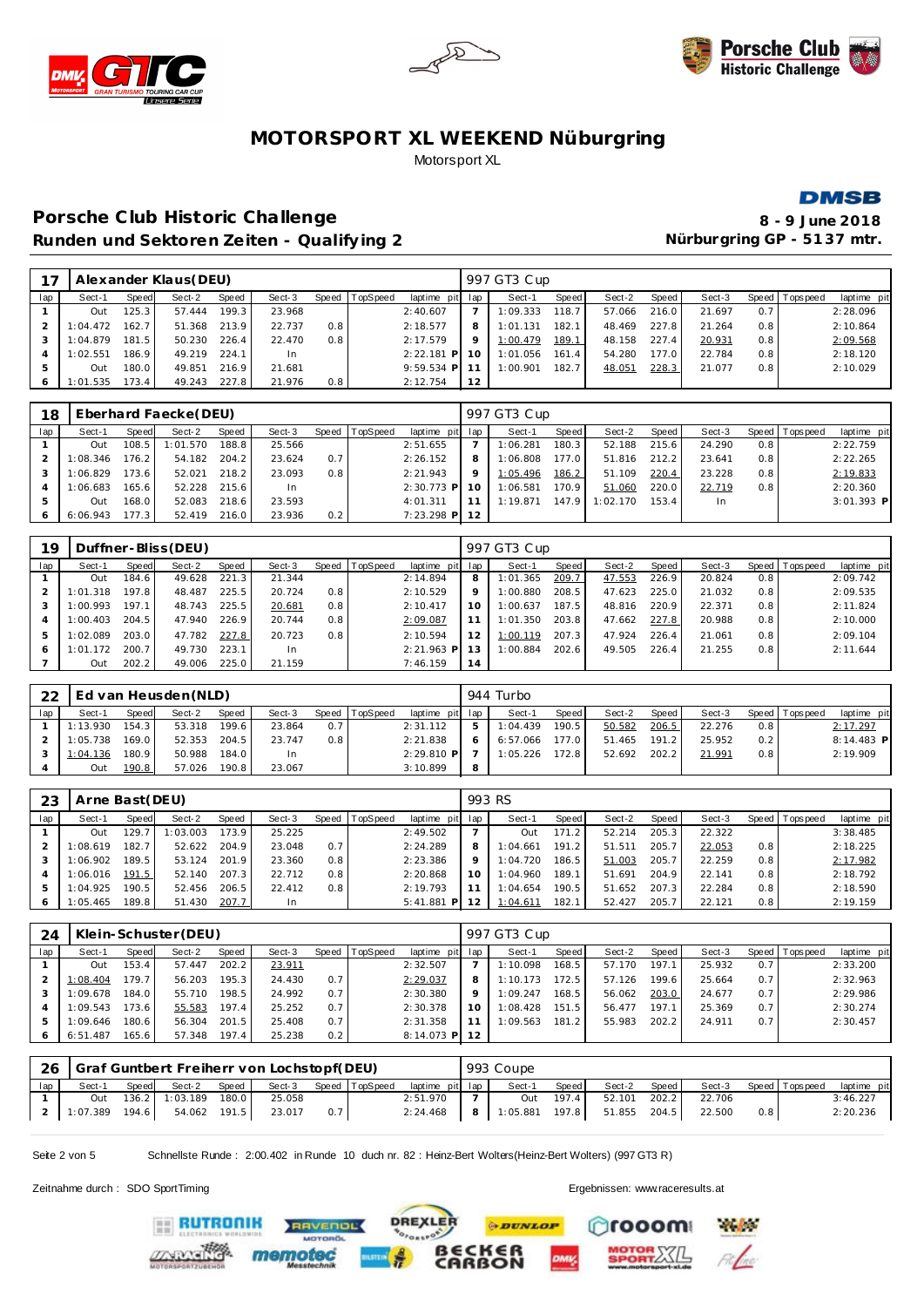# MOTORSPORT XL WEEKEND Nüburgring

Motorsport XL

## Porsche Club Historic Challenge

**Runden und Sektoren Zeiten - Qualifying 2**

**8 - 9 June 2018**

**Nürburgring GP - 5137 mtr.**

### 17 Alexander Klaus(DEU) — 997 GT3 Cup

| lap | Sect-1 | Speed | Sect-2 | Speed | Sect-3 | Speed | TopSpeed | laptime pit | lap | Sect-1 | Speed | Sect-2 | Speed | Sect-3 | Speed | Topspeed | laptime pit |
|---|---|---|---|---|---|---|---|---|---|---|---|---|---|---|---|---|---|
| 1 | Out | 125.3 | 57.444 | 199.3 | 23.968 | | | 2:40.607 | 7 | 1:09.333 | 118.7 | 57.066 | 216.0 | 21.697 | 0.7 | | 2:28.096 |
| 2 | 1:04.472 | 162.7 | 51.368 | 213.9 | 22.737 | 0.8 | | 2:18.577 | 8 | 1:01.131 | 182.1 | 48.469 | 227.8 | 21.264 | 0.8 | | 2:10.864 |
| 3 | 1:04.879 | 181.5 | 50.230 | 226.4 | 22.470 | 0.8 | | 2:17.579 | 9 | 1:00.479 | 189.1 | 48.158 | 227.4 | 20.931 | 0.8 | | 2:09.568 |
| 4 | 1:02.551 | 186.9 | 49.219 | 224.1 | In | | | 2:22.181 P | 10 | 1:01.056 | 161.4 | 54.280 | 177.0 | 22.784 | 0.8 | | 2:18.120 |
| 5 | Out | 180.0 | 49.851 | 216.9 | 21.681 | | | 9:59.534 P | 11 | 1:00.901 | 182.7 | 48.051 | 228.3 | 21.077 | 0.8 | | 2:10.029 |
| 6 | 1:01.535 | 173.4 | 49.243 | 227.8 | 21.976 | 0.8 | | 2:12.754 | 12 | | | | | | | | |

### 18 Eberhard Faecke(DEU) — 997 GT3 Cup

| lap | Sect-1 | Speed | Sect-2 | Speed | Sect-3 | Speed | TopSpeed | laptime pit | lap | Sect-1 | Speed | Sect-2 | Speed | Sect-3 | Speed | Topspeed | laptime pit |
|---|---|---|---|---|---|---|---|---|---|---|---|---|---|---|---|---|---|
| 1 | Out | 108.5 | 1:01.570 | 188.8 | 25.566 | | | 2:51.655 | 7 | 1:06.281 | 180.3 | 52.188 | 215.6 | 24.290 | 0.8 | | 2:22.759 |
| 2 | 1:08.346 | 176.2 | 54.182 | 204.2 | 23.624 | 0.7 | | 2:26.152 | 8 | 1:06.808 | 177.0 | 51.816 | 212.2 | 23.641 | 0.8 | | 2:22.265 |
| 3 | 1:06.829 | 173.6 | 52.021 | 218.2 | 23.093 | 0.8 | | 2:21.943 | 9 | 1:05.496 | 186.2 | 51.109 | 220.4 | 23.228 | 0.8 | | 2:19.833 |
| 4 | 1:06.683 | 165.6 | 52.228 | 215.6 | In | | | 2:30.773 P | 10 | 1:06.581 | 170.9 | 51.060 | 220.0 | 22.719 | 0.8 | | 2:20.360 |
| 5 | Out | 168.0 | 52.083 | 218.6 | 23.593 | | | 4:01.311 | 11 | 1:19.871 | 147.9 | 1:02.170 | 153.4 | In | | | 3:01.393 P |
| 6 | 6:06.943 | 177.3 | 52.419 | 216.0 | 23.936 | 0.2 | | 7:23.298 P | 12 | | | | | | | | |

### 19 Duffner-Bliss(DEU) — 997 GT3 Cup

| lap | Sect-1 | Speed | Sect-2 | Speed | Sect-3 | Speed | TopSpeed | laptime pit | lap | Sect-1 | Speed | Sect-2 | Speed | Sect-3 | Speed | Topspeed | laptime pit |
|---|---|---|---|---|---|---|---|---|---|---|---|---|---|---|---|---|---|
| 1 | Out | 184.6 | 49.628 | 221.3 | 21.344 | | | 2:14.894 | 8 | 1:01.365 | 209.7 | 47.553 | 226.9 | 20.824 | 0.8 | | 2:09.742 |
| 2 | 1:01.318 | 197.8 | 48.487 | 225.5 | 20.724 | 0.8 | | 2:10.529 | 9 | 1:00.880 | 208.5 | 47.623 | 225.0 | 21.032 | 0.8 | | 2:09.535 |
| 3 | 1:00.993 | 197.1 | 48.743 | 225.5 | 20.681 | 0.8 | | 2:10.417 | 10 | 1:00.637 | 187.5 | 48.816 | 220.9 | 22.371 | 0.8 | | 2:11.824 |
| 4 | 1:00.403 | 204.5 | 47.940 | 226.9 | 20.744 | 0.8 | | 2:09.087 | 11 | 1:01.350 | 203.8 | 47.662 | 227.8 | 20.988 | 0.8 | | 2:10.000 |
| 5 | 1:02.089 | 203.0 | 47.782 | 227.8 | 20.723 | 0.8 | | 2:10.594 | 12 | 1:00.119 | 207.3 | 47.924 | 226.4 | 21.061 | 0.8 | | 2:09.104 |
| 6 | 1:01.172 | 200.7 | 49.730 | 223.1 | In | | | 2:21.963 P | 13 | 1:00.884 | 202.6 | 49.505 | 226.4 | 21.255 | 0.8 | | 2:11.644 |
| 7 | Out | 202.2 | 49.006 | 225.0 | 21.159 | | | 7:46.159 | 14 | | | | | | | | |

### 22 Ed van Heusden(NLD) — 944 Turbo

| lap | Sect-1 | Speed | Sect-2 | Speed | Sect-3 | Speed | TopSpeed | laptime pit | lap | Sect-1 | Speed | Sect-2 | Speed | Sect-3 | Speed | Topspeed | laptime pit |
|---|---|---|---|---|---|---|---|---|---|---|---|---|---|---|---|---|---|
| 1 | 1:13.930 | 154.3 | 53.318 | 199.6 | 23.864 | 0.7 | | 2:31.112 | 5 | 1:04.439 | 190.5 | 50.582 | 206.5 | 22.276 | 0.8 | | 2:17.297 |
| 2 | 1:05.738 | 169.0 | 52.353 | 204.5 | 23.747 | 0.8 | | 2:21.838 | 6 | 6:57.066 | 177.0 | 51.465 | 191.2 | 25.952 | 0.2 | | 8:14.483 P |
| 3 | 1:04.136 | 180.9 | 50.988 | 184.0 | In | | | 2:29.810 P | 7 | 1:05.226 | 172.8 | 52.692 | 202.2 | 21.991 | 0.8 | | 2:19.909 |
| 4 | Out | 190.8 | 57.026 | 190.8 | 23.067 | | | 3:10.899 | 8 | | | | | | | | |

### 23 Arne Bast(DEU) — 993 RS

| lap | Sect-1 | Speed | Sect-2 | Speed | Sect-3 | Speed | TopSpeed | laptime pit | lap | Sect-1 | Speed | Sect-2 | Speed | Sect-3 | Speed | Topspeed | laptime pit |
|---|---|---|---|---|---|---|---|---|---|---|---|---|---|---|---|---|---|
| 1 | Out | 129.7 | 1:03.003 | 173.9 | 25.225 | | | 2:49.502 | 7 | Out | 171.2 | 52.214 | 205.3 | 22.322 | | | 3:38.485 |
| 2 | 1:08.619 | 182.7 | 52.622 | 204.9 | 23.048 | 0.7 | | 2:24.289 | 8 | 1:04.661 | 191.2 | 51.511 | 205.7 | 22.053 | 0.8 | | 2:18.225 |
| 3 | 1:06.902 | 189.5 | 53.124 | 201.9 | 23.360 | 0.8 | | 2:23.386 | 9 | 1:04.720 | 186.5 | 51.003 | 205.7 | 22.259 | 0.8 | | 2:17.982 |
| 4 | 1:06.016 | 191.5 | 52.140 | 207.3 | 22.712 | 0.8 | | 2:20.868 | 10 | 1:04.960 | 189.1 | 51.691 | 204.9 | 22.141 | 0.8 | | 2:18.792 |
| 5 | 1:04.925 | 190.5 | 52.456 | 206.5 | 22.412 | 0.8 | | 2:19.793 | 11 | 1:04.654 | 190.5 | 51.652 | 207.3 | 22.284 | 0.8 | | 2:18.590 |
| 6 | 1:05.465 | 189.8 | 51.430 | 207.7 | In | | | 5:41.881 P | 12 | 1:04.611 | 182.1 | 52.427 | 205.7 | 22.121 | 0.8 | | 2:19.159 |

### 24 Klein-Schuster(DEU) — 997 GT3 Cup

| lap | Sect-1 | Speed | Sect-2 | Speed | Sect-3 | Speed | TopSpeed | laptime pit | lap | Sect-1 | Speed | Sect-2 | Speed | Sect-3 | Speed | Topspeed | laptime pit |
|---|---|---|---|---|---|---|---|---|---|---|---|---|---|---|---|---|---|
| 1 | Out | 153.4 | 57.447 | 202.2 | 23.911 | | | 2:32.507 | 7 | 1:10.098 | 168.5 | 57.170 | 197.1 | 25.932 | 0.7 | | 2:33.200 |
| 2 | 1:08.404 | 179.7 | 56.203 | 195.3 | 24.430 | 0.7 | | 2:29.037 | 8 | 1:10.173 | 172.5 | 57.126 | 199.6 | 25.664 | 0.7 | | 2:32.963 |
| 3 | 1:09.678 | 184.0 | 55.710 | 198.5 | 24.992 | 0.7 | | 2:30.380 | 9 | 1:09.247 | 168.5 | 56.062 | 203.0 | 24.677 | 0.7 | | 2:29.986 |
| 4 | 1:09.543 | 173.6 | 55.583 | 197.4 | 25.252 | 0.7 | | 2:30.378 | 10 | 1:08.428 | 151.5 | 56.477 | 197.1 | 25.369 | 0.7 | | 2:30.274 |
| 5 | 1:09.646 | 180.6 | 56.304 | 201.5 | 25.408 | 0.7 | | 2:31.358 | 11 | 1:09.563 | 181.2 | 55.983 | 202.2 | 24.911 | 0.7 | | 2:30.457 |
| 6 | 6:51.487 | 165.6 | 57.348 | 197.4 | 25.238 | 0.2 | | 8:14.073 P | 12 | | | | | | | | |

### 26 Graf Guntbert Freiherr von Lochstopf(DEU) — 993 Coupe

| lap | Sect-1 | Speed | Sect-2 | Speed | Sect-3 | Speed | TopSpeed | laptime pit | lap | Sect-1 | Speed | Sect-2 | Speed | Sect-3 | Speed | Topspeed | laptime pit |
|---|---|---|---|---|---|---|---|---|---|---|---|---|---|---|---|---|---|
| 1 | Out | 136.2 | 1:03.189 | 180.0 | 25.058 | | | 2:51.970 | 7 | Out | 197.4 | 52.101 | 202.2 | 22.706 | | | 3:46.227 |
| 2 | 1:07.389 | 194.6 | 54.062 | 191.5 | 23.017 | 0.7 | | 2:24.468 | 8 | 1:05.881 | 197.8 | 51.855 | 204.5 | 22.500 | 0.8 | | 2:20.236 |

Schnellste Runde : 2:00.402 in Runde 10 duch nr. 82 : Heinz-Bert Wolters(Heinz-Bert Wolters) (997 GT3 R)

Zeitnahme durch : SDO SportTiming

Ergebnissen: www.raceresults.at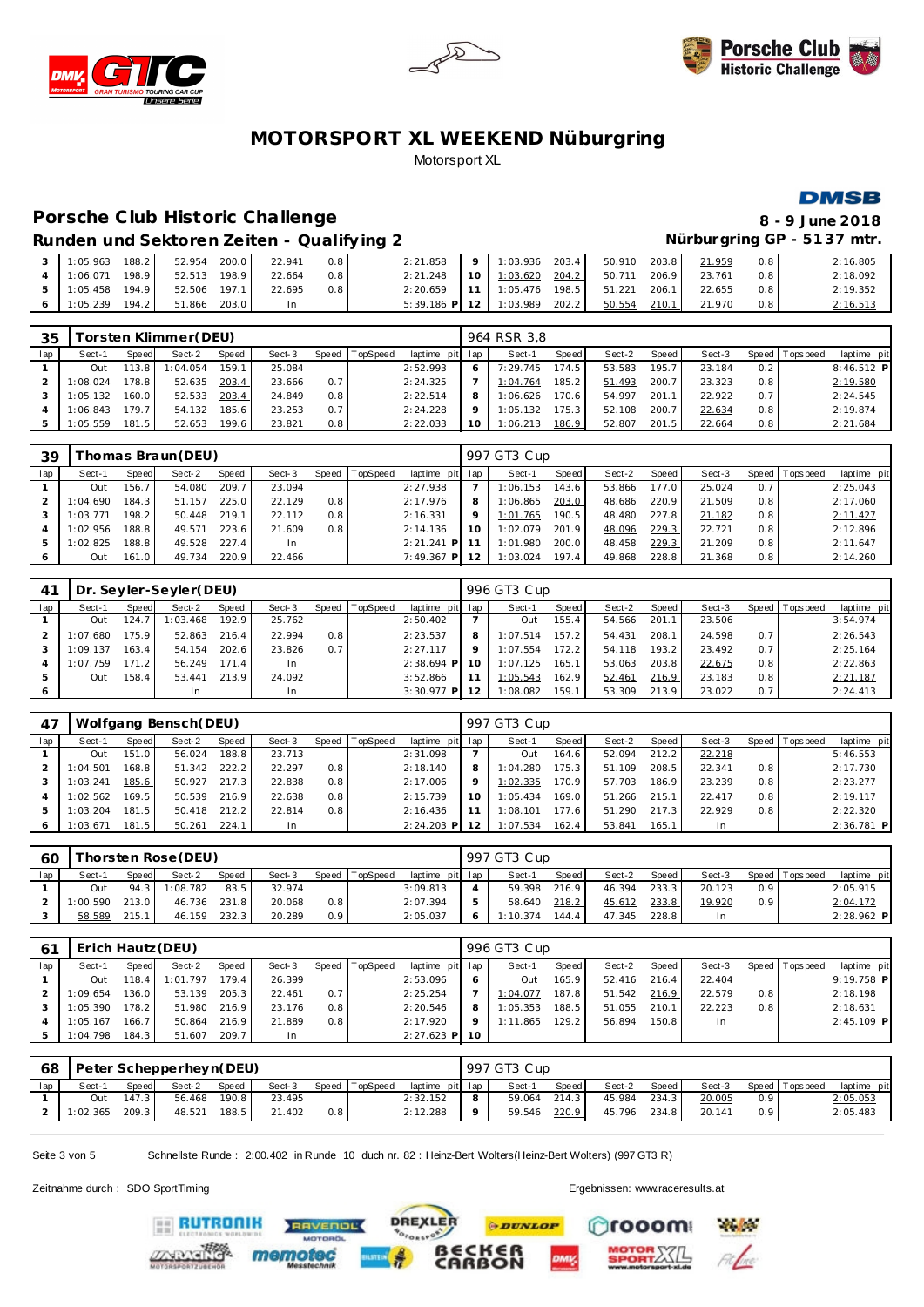# MOTORSPORT XL WEEKEND Nüburgring

Motorsport XL

## Porsche Club Historic Challenge

### Runden und Sektoren Zeiten - Qualifying 2

8 - 9 June 2018

Nürburgring GP - 5137 mtr.

| lap | Sect-1 | Speed | Sect-2 | Speed | Sect-3 | Speed | TopSpeed | laptime pit | lap | Sect-1 | Speed | Sect-2 | Speed | Sect-3 | Speed | Topspeed | laptime pit |
|---|---|---|---|---|---|---|---|---|---|---|---|---|---|---|---|---|---|
| 3 | 1:05.963 | 188.2 | 52.954 | 200.0 | 22.941 | 0.8 | | 2:21.858 | 9 | 1:03.936 | 203.4 | 50.910 | 203.8 | 21.959 | 0.8 | | 2:16.805 |
| 4 | 1:06.071 | 198.9 | 52.513 | 198.9 | 22.664 | 0.8 | | 2:21.248 | 10 | 1:03.620 | 204.2 | 50.711 | 206.9 | 23.761 | 0.8 | | 2:18.092 |
| 5 | 1:05.458 | 194.9 | 52.506 | 197.1 | 22.695 | 0.8 | | 2:20.659 | 11 | 1:05.476 | 198.5 | 51.221 | 206.1 | 22.655 | 0.8 | | 2:19.352 |
| 6 | 1:05.239 | 194.2 | 51.866 | 203.0 | In | | | 5:39.186 P | 12 | 1:03.989 | 202.2 | 50.554 | 210.1 | 21.970 | 0.8 | | 2:16.513 |

**35 Torsten Klimmer(DEU)** — 964 RSR 3,8

| lap | Sect-1 | Speed | Sect-2 | Speed | Sect-3 | Speed | TopSpeed | laptime pit | lap | Sect-1 | Speed | Sect-2 | Speed | Sect-3 | Speed | Topspeed | laptime pit |
|---|---|---|---|---|---|---|---|---|---|---|---|---|---|---|---|---|---|
| 1 | Out | 113.8 | 1:04.054 | 159.1 | 25.084 | | | 2:52.993 | 6 | 7:29.745 | 174.5 | 53.583 | 195.7 | 23.184 | 0.2 | | 8:46.512 P |
| 2 | 1:08.024 | 178.8 | 52.635 | 203.4 | 23.666 | 0.7 | | 2:24.325 | 7 | 1:04.764 | 185.2 | 51.493 | 200.7 | 23.323 | 0.8 | | 2:19.580 |
| 3 | 1:05.132 | 160.0 | 52.533 | 203.4 | 24.849 | 0.8 | | 2:22.514 | 8 | 1:06.626 | 170.6 | 54.997 | 201.1 | 22.922 | 0.7 | | 2:24.545 |
| 4 | 1:06.843 | 179.7 | 54.132 | 185.6 | 23.253 | 0.7 | | 2:24.228 | 9 | 1:05.132 | 175.3 | 52.108 | 200.7 | 22.634 | 0.8 | | 2:19.874 |
| 5 | 1:05.559 | 181.5 | 52.653 | 199.6 | 23.821 | 0.8 | | 2:22.033 | 10 | 1:06.213 | 186.9 | 52.807 | 201.5 | 22.664 | 0.8 | | 2:21.684 |

**39 Thomas Braun(DEU)** — 997 GT3 Cup

| lap | Sect-1 | Speed | Sect-2 | Speed | Sect-3 | Speed | TopSpeed | laptime pit | lap | Sect-1 | Speed | Sect-2 | Speed | Sect-3 | Speed | Topspeed | laptime pit |
|---|---|---|---|---|---|---|---|---|---|---|---|---|---|---|---|---|---|
| 1 | Out | 156.7 | 54.080 | 209.7 | 23.094 | | | 2:27.938 | 7 | 1:06.153 | 143.6 | 53.866 | 177.0 | 25.024 | 0.7 | | 2:25.043 |
| 2 | 1:04.690 | 184.3 | 51.157 | 225.0 | 22.129 | 0.8 | | 2:17.976 | 8 | 1:06.865 | 203.0 | 48.686 | 220.9 | 21.509 | 0.8 | | 2:17.060 |
| 3 | 1:03.771 | 198.2 | 50.448 | 219.1 | 22.112 | 0.8 | | 2:16.331 | 9 | 1:01.765 | 190.5 | 48.480 | 227.8 | 21.182 | 0.8 | | 2:11.427 |
| 4 | 1:02.956 | 188.8 | 49.571 | 223.6 | 21.609 | 0.8 | | 2:14.136 | 10 | 1:02.079 | 201.9 | 48.096 | 229.3 | 22.721 | 0.8 | | 2:12.896 |
| 5 | 1:02.825 | 188.8 | 49.528 | 227.4 | In | | | 2:21.241 P | 11 | 1:01.980 | 200.0 | 48.458 | 229.3 | 21.209 | 0.8 | | 2:11.647 |
| 6 | Out | 161.0 | 49.734 | 220.9 | 22.466 | | | 7:49.367 P | 12 | 1:03.024 | 197.4 | 49.868 | 228.8 | 21.368 | 0.8 | | 2:14.260 |

**41 Dr. Seyler-Seyler(DEU)** — 996 GT3 Cup

| lap | Sect-1 | Speed | Sect-2 | Speed | Sect-3 | Speed | TopSpeed | laptime pit | lap | Sect-1 | Speed | Sect-2 | Speed | Sect-3 | Speed | Topspeed | laptime pit |
|---|---|---|---|---|---|---|---|---|---|---|---|---|---|---|---|---|---|
| 1 | Out | 124.7 | 1:03.468 | 192.9 | 25.762 | | | 2:50.402 | 7 | Out | 155.4 | 54.566 | 201.1 | 23.506 | | | 3:54.974 |
| 2 | 1:07.680 | 175.9 | 52.863 | 216.4 | 22.994 | 0.8 | | 2:23.537 | 8 | 1:07.514 | 157.2 | 54.431 | 208.1 | 24.598 | 0.7 | | 2:26.543 |
| 3 | 1:09.137 | 163.4 | 54.154 | 202.6 | 23.826 | 0.7 | | 2:27.117 | 9 | 1:07.554 | 172.2 | 54.118 | 193.2 | 23.492 | 0.7 | | 2:25.164 |
| 4 | 1:07.759 | 171.2 | 56.249 | 171.4 | In | | | 2:38.694 P | 10 | 1:07.125 | 165.1 | 53.063 | 203.8 | 22.675 | 0.8 | | 2:22.863 |
| 5 | Out | 158.4 | 53.441 | 213.9 | 24.092 | | | 3:52.866 | 11 | 1:05.543 | 162.9 | 52.461 | 216.9 | 23.183 | 0.8 | | 2:21.187 |
| 6 | | | In | | In | | | 3:30.977 P | 12 | 1:08.082 | 159.1 | 53.309 | 213.9 | 23.022 | 0.7 | | 2:24.413 |

**47 Wolfgang Bensch(DEU)** — 997 GT3 Cup

| lap | Sect-1 | Speed | Sect-2 | Speed | Sect-3 | Speed | TopSpeed | laptime pit | lap | Sect-1 | Speed | Sect-2 | Speed | Sect-3 | Speed | Topspeed | laptime pit |
|---|---|---|---|---|---|---|---|---|---|---|---|---|---|---|---|---|---|
| 1 | Out | 151.0 | 56.024 | 188.8 | 23.713 | | | 2:31.098 | 7 | Out | 164.6 | 52.094 | 212.2 | 22.218 | | | 5:46.553 |
| 2 | 1:04.501 | 168.8 | 51.342 | 222.2 | 22.297 | 0.8 | | 2:18.140 | 8 | 1:04.280 | 175.3 | 51.109 | 208.5 | 22.341 | 0.8 | | 2:17.730 |
| 3 | 1:03.241 | 185.6 | 50.927 | 217.3 | 22.838 | 0.8 | | 2:17.006 | 9 | 1:02.335 | 170.9 | 57.703 | 186.9 | 23.239 | 0.8 | | 2:23.277 |
| 4 | 1:02.562 | 169.5 | 50.539 | 216.9 | 22.638 | 0.8 | | 2:15.739 | 10 | 1:05.434 | 169.0 | 51.266 | 215.1 | 22.417 | 0.8 | | 2:19.117 |
| 5 | 1:03.204 | 181.5 | 50.418 | 212.2 | 22.814 | 0.8 | | 2:16.436 | 11 | 1:08.101 | 177.6 | 51.290 | 217.3 | 22.929 | 0.8 | | 2:22.320 |
| 6 | 1:03.671 | 181.5 | 50.261 | 224.1 | In | | | 2:24.203 P | 12 | 1:07.534 | 162.4 | 53.841 | 165.1 | In | | | 2:36.781 P |

**60 Thorsten Rose(DEU)** — 997 GT3 Cup

| lap | Sect-1 | Speed | Sect-2 | Speed | Sect-3 | Speed | TopSpeed | laptime pit | lap | Sect-1 | Speed | Sect-2 | Speed | Sect-3 | Speed | Topspeed | laptime pit |
|---|---|---|---|---|---|---|---|---|---|---|---|---|---|---|---|---|---|
| 1 | Out | 94.3 | 1:08.782 | 83.5 | 32.974 | | | 3:09.813 | 4 | 59.398 | 216.9 | 46.394 | 233.3 | 20.123 | 0.9 | | 2:05.915 |
| 2 | 1:00.590 | 213.0 | 46.736 | 231.8 | 20.068 | 0.8 | | 2:07.394 | 5 | 58.640 | 218.2 | 45.612 | 233.8 | 19.920 | 0.9 | | 2:04.172 |
| 3 | 58.589 | 215.1 | 46.159 | 232.3 | 20.289 | 0.9 | | 2:05.037 | 6 | 1:10.374 | 144.4 | 47.345 | 228.8 | In | | | 2:28.962 P |

**61 Erich Hautz(DEU)** — 996 GT3 Cup

| lap | Sect-1 | Speed | Sect-2 | Speed | Sect-3 | Speed | TopSpeed | laptime pit | lap | Sect-1 | Speed | Sect-2 | Speed | Sect-3 | Speed | Topspeed | laptime pit |
|---|---|---|---|---|---|---|---|---|---|---|---|---|---|---|---|---|---|
| 1 | Out | 118.4 | 1:01.797 | 179.4 | 26.399 | | | 2:53.096 | 6 | Out | 165.9 | 52.416 | 216.4 | 22.404 | | | 9:19.758 P |
| 2 | 1:09.654 | 136.0 | 53.139 | 205.3 | 22.461 | 0.7 | | 2:25.254 | 7 | 1:04.077 | 187.8 | 51.542 | 216.9 | 22.579 | 0.8 | | 2:18.198 |
| 3 | 1:05.390 | 178.2 | 51.980 | 216.9 | 23.176 | 0.8 | | 2:20.546 | 8 | 1:05.353 | 188.5 | 51.055 | 210.1 | 22.223 | 0.8 | | 2:18.631 |
| 4 | 1:05.167 | 166.7 | 50.864 | 216.9 | 21.889 | 0.8 | | 2:17.920 | 9 | 1:11.865 | 129.2 | 56.894 | 150.8 | In | | | 2:45.109 P |
| 5 | 1:04.798 | 184.3 | 51.607 | 209.7 | In | | | 2:27.623 P | 10 | | | | | | | | |

**68 Peter Schepperheyn(DEU)** — 997 GT3 Cup

| lap | Sect-1 | Speed | Sect-2 | Speed | Sect-3 | Speed | TopSpeed | laptime pit | lap | Sect-1 | Speed | Sect-2 | Speed | Sect-3 | Speed | Topspeed | laptime pit |
|---|---|---|---|---|---|---|---|---|---|---|---|---|---|---|---|---|---|
| 1 | Out | 147.3 | 56.468 | 190.8 | 23.495 | | | 2:32.152 | 8 | 59.064 | 214.3 | 45.984 | 234.3 | 20.005 | 0.9 | | 2:05.053 |
| 2 | 1:02.365 | 209.3 | 48.521 | 188.5 | 21.402 | 0.8 | | 2:12.288 | 9 | 59.546 | 220.9 | 45.796 | 234.8 | 20.141 | 0.9 | | 2:05.483 |

Schnellste Runde : 2:00.402 in Runde 10 duch nr. 82 : Heinz-Bert Wolters(Heinz-Bert Wolters) (997 GT3 R)

Zeitnahme durch : SDO SportTiming

Ergebnissen: www.raceresults.at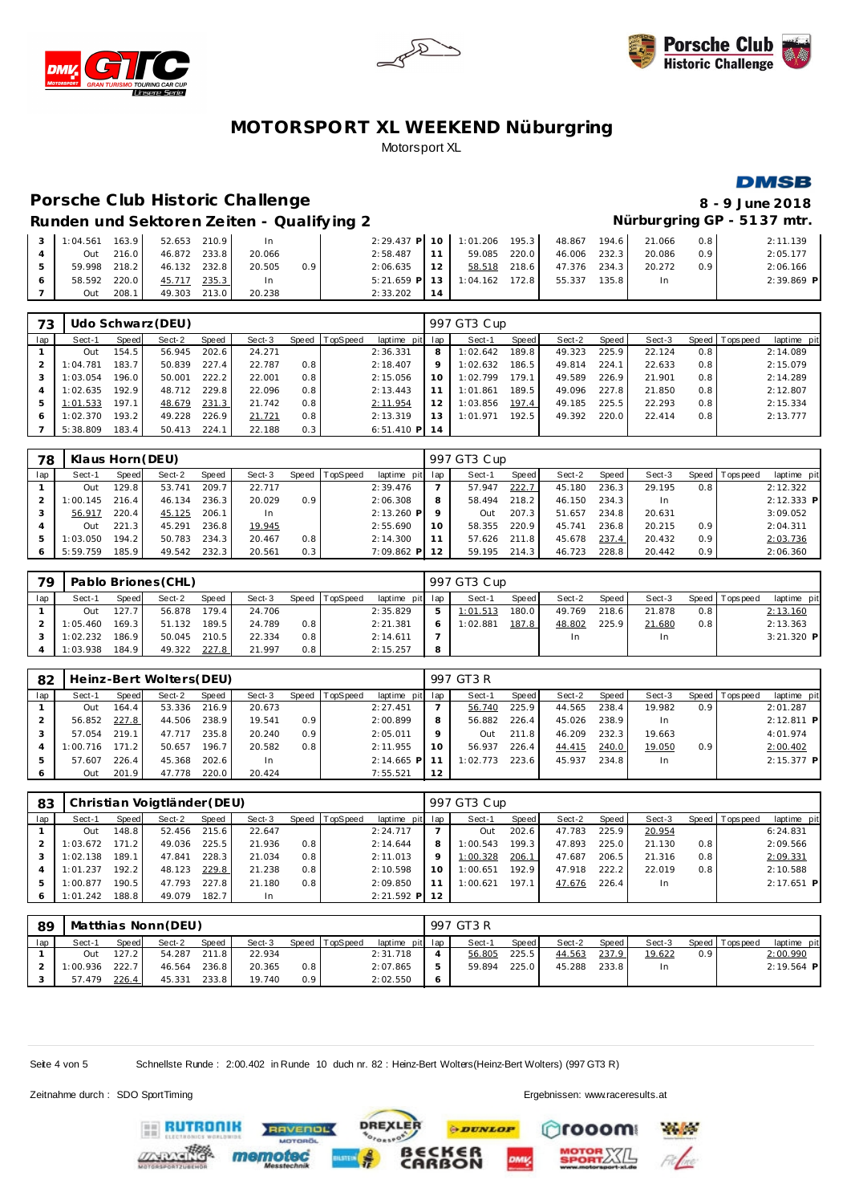# MOTORSPORT XL WEEKEND Nüburgring

Motorsport XL

## Porsche Club Historic Challenge

**8 - 9 June 2018**

### Runden und Sektoren Zeiten - Qualifying 2

**Nürburgring GP - 5137 mtr.**

| lap | Sect-1 | Speed | Sect-2 | Speed | Sect-3 | Speed | TopSpeed | laptime pit | lap | Sect-1 | Speed | Sect-2 | Speed | Sect-3 | Speed | Topspeed | laptime pit |
|---|---|---|---|---|---|---|---|---|---|---|---|---|---|---|---|---|---|
| 3 | 1:04.561 | 163.9 | 52.653 | 210.9 | In | | | 2:29.437 P | 10 | 1:01.206 | 195.3 | 48.867 | 194.6 | 21.066 | 0.8 | | 2:11.139 |
| 4 | Out | 216.0 | 46.872 | 233.8 | 20.066 | | | 2:58.487 | 11 | 59.085 | 220.0 | 46.006 | 232.3 | 20.086 | 0.9 | | 2:05.177 |
| 5 | 59.998 | 218.2 | 46.132 | 232.8 | 20.505 | 0.9 | | 2:06.635 | 12 | 58.518 | 218.6 | 47.376 | 234.3 | 20.272 | 0.9 | | 2:06.166 |
| 6 | 58.592 | 220.0 | 45.717 | 235.3 | In | | | 5:21.659 P | 13 | 1:04.162 | 172.8 | 55.337 | 135.8 | In | | | 2:39.869 P |
| 7 | Out | 208.1 | 49.303 | 213.0 | 20.238 | | | 2:33.202 | 14 | | | | | | | | |

**73 Udo Schwarz (DEU)** — 997 GT3 Cup

| lap | Sect-1 | Speed | Sect-2 | Speed | Sect-3 | Speed | TopSpeed | laptime pit | lap | Sect-1 | Speed | Sect-2 | Speed | Sect-3 | Speed | Topspeed | laptime pit |
|---|---|---|---|---|---|---|---|---|---|---|---|---|---|---|---|---|---|
| 1 | Out | 154.5 | 56.945 | 202.6 | 24.271 | | | 2:36.331 | 8 | 1:02.642 | 189.8 | 49.323 | 225.9 | 22.124 | 0.8 | | 2:14.089 |
| 2 | 1:04.781 | 183.7 | 50.839 | 227.4 | 22.787 | 0.8 | | 2:18.407 | 9 | 1:02.632 | 186.5 | 49.814 | 224.1 | 22.633 | 0.8 | | 2:15.079 |
| 3 | 1:03.054 | 196.0 | 50.001 | 222.2 | 22.001 | 0.8 | | 2:15.056 | 10 | 1:02.799 | 179.1 | 49.589 | 226.9 | 21.901 | 0.8 | | 2:14.289 |
| 4 | 1:02.635 | 192.9 | 48.712 | 229.8 | 22.096 | 0.8 | | 2:13.443 | 11 | 1:01.861 | 189.5 | 49.096 | 227.8 | 21.850 | 0.8 | | 2:12.807 |
| 5 | 1:01.533 | 197.1 | 48.679 | 231.3 | 21.742 | 0.8 | | 2:11.954 | 12 | 1:03.856 | 197.4 | 49.185 | 225.5 | 22.293 | 0.8 | | 2:15.334 |
| 6 | 1:02.370 | 193.2 | 49.228 | 226.9 | 21.721 | 0.8 | | 2:13.319 | 13 | 1:01.971 | 192.5 | 49.392 | 220.0 | 22.414 | 0.8 | | 2:13.777 |
| 7 | 5:38.809 | 183.4 | 50.413 | 224.1 | 22.188 | 0.3 | | 6:51.410 P | 14 | | | | | | | | |

**78 Klaus Horn (DEU)** — 997 GT3 Cup

| lap | Sect-1 | Speed | Sect-2 | Speed | Sect-3 | Speed | TopSpeed | laptime pit | lap | Sect-1 | Speed | Sect-2 | Speed | Sect-3 | Speed | Topspeed | laptime pit |
|---|---|---|---|---|---|---|---|---|---|---|---|---|---|---|---|---|---|
| 1 | Out | 129.8 | 53.741 | 209.7 | 22.717 | | | 2:39.476 | 7 | 57.947 | 222.7 | 45.180 | 236.3 | 29.195 | 0.8 | | 2:12.322 |
| 2 | 1:00.145 | 216.4 | 46.134 | 236.3 | 20.029 | 0.9 | | 2:06.308 | 8 | 58.494 | 218.2 | 46.150 | 234.3 | In | | | 2:12.333 P |
| 3 | 56.917 | 220.4 | 45.125 | 206.1 | In | | | 2:13.260 P | 9 | Out | 207.3 | 51.657 | 234.8 | 20.631 | | | 3:09.052 |
| 4 | Out | 221.3 | 45.291 | 236.8 | 19.945 | | | 2:55.690 | 10 | 58.355 | 220.9 | 45.741 | 236.8 | 20.215 | 0.9 | | 2:04.311 |
| 5 | 1:03.050 | 194.2 | 50.783 | 234.3 | 20.467 | 0.8 | | 2:14.300 | 11 | 57.626 | 211.8 | 45.678 | 237.4 | 20.432 | 0.9 | | 2:03.736 |
| 6 | 5:59.759 | 185.9 | 49.542 | 232.3 | 20.561 | 0.3 | | 7:09.862 P | 12 | 59.195 | 214.3 | 46.723 | 228.8 | 20.442 | 0.9 | | 2:06.360 |

**79 Pablo Briones (CHL)** — 997 GT3 Cup

| lap | Sect-1 | Speed | Sect-2 | Speed | Sect-3 | Speed | TopSpeed | laptime pit | lap | Sect-1 | Speed | Sect-2 | Speed | Sect-3 | Speed | Topspeed | laptime pit |
|---|---|---|---|---|---|---|---|---|---|---|---|---|---|---|---|---|---|
| 1 | Out | 127.7 | 56.878 | 179.4 | 24.706 | | | 2:35.829 | 5 | 1:01.513 | 180.0 | 49.769 | 218.6 | 21.878 | 0.8 | | 2:13.160 |
| 2 | 1:05.460 | 169.3 | 51.132 | 189.5 | 24.789 | 0.8 | | 2:21.381 | 6 | 1:02.881 | 187.8 | 48.802 | 225.9 | 21.680 | 0.8 | | 2:13.363 |
| 3 | 1:02.232 | 186.9 | 50.045 | 210.5 | 22.334 | 0.8 | | 2:14.611 | 7 | | | In | | In | | | 3:21.320 P |
| 4 | 1:03.938 | 184.9 | 49.322 | 227.8 | 21.997 | 0.8 | | 2:15.257 | 8 | | | | | | | | |

**82 Heinz-Bert Wolters (DEU)** — 997 GT3 R

| lap | Sect-1 | Speed | Sect-2 | Speed | Sect-3 | Speed | TopSpeed | laptime pit | lap | Sect-1 | Speed | Sect-2 | Speed | Sect-3 | Speed | Topspeed | laptime pit |
|---|---|---|---|---|---|---|---|---|---|---|---|---|---|---|---|---|---|
| 1 | Out | 164.4 | 53.336 | 216.9 | 20.673 | | | 2:27.451 | 7 | 56.740 | 225.9 | 44.565 | 238.4 | 19.982 | 0.9 | | 2:01.287 |
| 2 | 56.852 | 227.8 | 44.506 | 238.9 | 19.541 | 0.9 | | 2:00.899 | 8 | 56.882 | 226.4 | 45.026 | 238.9 | In | | | 2:12.811 P |
| 3 | 57.054 | 219.1 | 47.717 | 235.8 | 20.240 | 0.9 | | 2:05.011 | 9 | Out | 211.8 | 46.209 | 232.3 | 19.663 | | | 4:01.974 |
| 4 | 1:00.716 | 171.2 | 50.657 | 196.7 | 20.582 | 0.8 | | 2:11.955 | 10 | 56.937 | 226.4 | 44.415 | 240.0 | 19.050 | 0.9 | | 2:00.402 |
| 5 | 57.607 | 226.4 | 45.368 | 202.6 | In | | | 2:14.665 P | 11 | 1:02.773 | 223.6 | 45.937 | 234.8 | In | | | 2:15.377 P |
| 6 | Out | 201.9 | 47.778 | 220.0 | 20.424 | | | 7:55.521 | 12 | | | | | | | | |

**83 Christian Voigtländer (DEU)** — 997 GT3 Cup

| lap | Sect-1 | Speed | Sect-2 | Speed | Sect-3 | Speed | TopSpeed | laptime pit | lap | Sect-1 | Speed | Sect-2 | Speed | Sect-3 | Speed | Topspeed | laptime pit |
|---|---|---|---|---|---|---|---|---|---|---|---|---|---|---|---|---|---|
| 1 | Out | 148.8 | 52.456 | 215.6 | 22.647 | | | 2:24.717 | 7 | Out | 202.6 | 47.783 | 225.9 | 20.954 | | | 6:24.831 |
| 2 | 1:03.672 | 171.2 | 49.036 | 225.5 | 21.936 | 0.8 | | 2:14.644 | 8 | 1:00.543 | 199.3 | 47.893 | 225.0 | 21.130 | 0.8 | | 2:09.566 |
| 3 | 1:02.138 | 189.1 | 47.841 | 228.3 | 21.034 | 0.8 | | 2:11.013 | 9 | 1:00.328 | 206.1 | 47.687 | 206.5 | 21.316 | 0.8 | | 2:09.331 |
| 4 | 1:01.237 | 192.2 | 48.123 | 229.8 | 21.238 | 0.8 | | 2:10.598 | 10 | 1:00.651 | 192.9 | 47.918 | 222.2 | 22.019 | 0.8 | | 2:10.588 |
| 5 | 1:00.877 | 190.5 | 47.793 | 227.8 | 21.180 | 0.8 | | 2:09.850 | 11 | 1:00.621 | 197.1 | 47.676 | 226.4 | In | | | 2:17.651 P |
| 6 | 1:01.242 | 188.8 | 49.079 | 182.7 | In | | | 2:21.592 P | 12 | | | | | | | | |

**89 Matthias Nonn (DEU)** — 997 GT3 R

| lap | Sect-1 | Speed | Sect-2 | Speed | Sect-3 | Speed | TopSpeed | laptime pit | lap | Sect-1 | Speed | Sect-2 | Speed | Sect-3 | Speed | Topspeed | laptime pit |
|---|---|---|---|---|---|---|---|---|---|---|---|---|---|---|---|---|---|
| 1 | Out | 127.2 | 54.287 | 211.8 | 22.934 | | | 2:31.718 | 4 | 56.805 | 225.5 | 44.563 | 237.9 | 19.622 | 0.9 | | 2:00.990 |
| 2 | 1:00.936 | 222.7 | 46.564 | 236.8 | 20.365 | 0.8 | | 2:07.865 | 5 | 59.894 | 225.0 | 45.288 | 233.8 | In | | | 2:19.564 P |
| 3 | 57.479 | 226.4 | 45.331 | 233.8 | 19.740 | 0.9 | | 2:02.550 | 6 | | | | | | | | |

Schnellste Runde : 2:00.402 in Runde 10 duch nr. 82 : Heinz-Bert Wolters(Heinz-Bert Wolters) (997 GT3 R)

Zeitnahme durch : SDO SportTiming

Ergebnissen: www.raceresults.at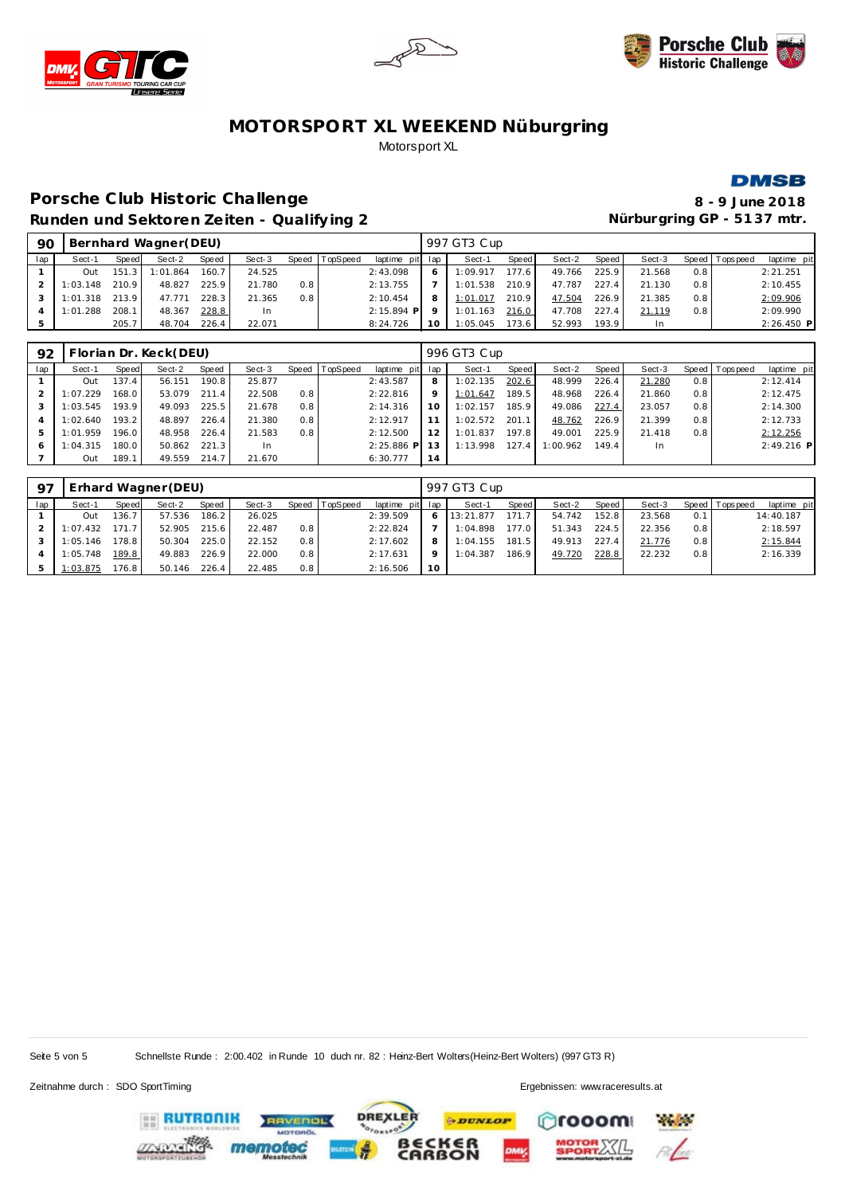# MOTORSPORT XL WEEKEND Nüburgring

Motorsport XL

## Porsche Club Historic Challenge

**8 - 9 June 2018**

### Runden und Sektoren Zeiten - Qualifying 2

**Nürburgring GP - 5137 mtr.**

| 90 | Bernhard Wagner(DEU) | | | | | | | | | 997 GT3 Cup | | | | | | | | |
|---|---|---|---|---|---|---|---|---|---|---|---|---|---|---|---|---|---|---|
| lap | Sect-1 | Speed | Sect-2 | Speed | Sect-3 | Speed | TopSpeed | laptime pit | lap | Sect-1 | Speed | Sect-2 | Speed | Sect-3 | Speed | Topspeed | laptime pit |
| 1 | Out | 151.3 | 1:01.864 | 160.7 | 24.525 | | | 2:43.098 | 6 | 1:09.917 | 177.6 | 49.766 | 225.9 | 21.568 | 0.8 | | 2:21.251 |
| 2 | 1:03.148 | 210.9 | 48.827 | 225.9 | 21.780 | 0.8 | | 2:13.755 | 7 | 1:01.538 | 210.9 | 47.787 | 227.4 | 21.130 | 0.8 | | 2:10.455 |
| 3 | 1:01.318 | 213.9 | 47.771 | 228.3 | 21.365 | 0.8 | | 2:10.454 | 8 | 1:01.017 | 210.9 | 47.504 | 226.9 | 21.385 | 0.8 | | 2:09.906 |
| 4 | 1:01.288 | 208.1 | 48.367 | 228.8 | In | | | 2:15.894 P | 9 | 1:01.163 | 216.0 | 47.708 | 227.4 | 21.119 | 0.8 | | 2:09.990 |
| 5 | | 205.7 | 48.704 | 226.4 | 22.071 | | | 8:24.726 | 10 | 1:05.045 | 173.6 | 52.993 | 193.9 | In | | | 2:26.450 P |

| 92 | Florian Dr. Keck(DEU) | | | | | | | | | 996 GT3 Cup | | | | | | | | |
|---|---|---|---|---|---|---|---|---|---|---|---|---|---|---|---|---|---|---|
| lap | Sect-1 | Speed | Sect-2 | Speed | Sect-3 | Speed | TopSpeed | laptime pit | lap | Sect-1 | Speed | Sect-2 | Speed | Sect-3 | Speed | Topspeed | laptime pit |
| 1 | Out | 137.4 | 56.151 | 190.8 | 25.877 | | | 2:43.587 | 8 | 1:02.135 | 202.6 | 48.999 | 226.4 | 21.280 | 0.8 | | 2:12.414 |
| 2 | 1:07.229 | 168.0 | 53.079 | 211.4 | 22.508 | 0.8 | | 2:22.816 | 9 | 1:01.647 | 189.5 | 48.968 | 226.4 | 21.860 | 0.8 | | 2:12.475 |
| 3 | 1:03.545 | 193.9 | 49.093 | 225.5 | 21.678 | 0.8 | | 2:14.316 | 10 | 1:02.157 | 185.9 | 49.086 | 227.4 | 23.057 | 0.8 | | 2:14.300 |
| 4 | 1:02.640 | 193.2 | 48.897 | 226.4 | 21.380 | 0.8 | | 2:12.917 | 11 | 1:02.572 | 201.1 | 48.762 | 226.9 | 21.399 | 0.8 | | 2:12.733 |
| 5 | 1:01.959 | 196.0 | 48.958 | 226.4 | 21.583 | 0.8 | | 2:12.500 | 12 | 1:01.837 | 197.8 | 49.001 | 225.9 | 21.418 | 0.8 | | 2:12.256 |
| 6 | 1:04.315 | 180.0 | 50.862 | 221.3 | In | | | 2:25.886 P | 13 | 1:13.998 | 127.4 | 1:00.962 | 149.4 | In | | | 2:49.216 P |
| 7 | Out | 189.1 | 49.559 | 214.7 | 21.670 | | | 6:30.777 | 14 | | | | | | | | |

| 97 | Erhard Wagner(DEU) | | | | | | | | | 997 GT3 Cup | | | | | | | | |
|---|---|---|---|---|---|---|---|---|---|---|---|---|---|---|---|---|---|---|
| lap | Sect-1 | Speed | Sect-2 | Speed | Sect-3 | Speed | TopSpeed | laptime pit | lap | Sect-1 | Speed | Sect-2 | Speed | Sect-3 | Speed | Topspeed | laptime pit |
| 1 | Out | 136.7 | 57.536 | 186.2 | 26.025 | | | 2:39.509 | 6 | 13:21.877 | 171.7 | 54.742 | 152.8 | 23.568 | 0.1 | | 14:40.187 |
| 2 | 1:07.432 | 171.7 | 52.905 | 215.6 | 22.487 | 0.8 | | 2:22.824 | 7 | 1:04.898 | 177.0 | 51.343 | 224.5 | 22.356 | 0.8 | | 2:18.597 |
| 3 | 1:05.146 | 178.8 | 50.304 | 225.0 | 22.152 | 0.8 | | 2:17.602 | 8 | 1:04.155 | 181.5 | 49.913 | 227.4 | 21.776 | 0.8 | | 2:15.844 |
| 4 | 1:05.748 | 189.8 | 49.883 | 226.9 | 22.000 | 0.8 | | 2:17.631 | 9 | 1:04.387 | 186.9 | 49.720 | 228.8 | 22.232 | 0.8 | | 2:16.339 |
| 5 | 1:03.875 | 176.8 | 50.146 | 226.4 | 22.485 | 0.8 | | 2:16.506 | 10 | | | | | | | | |

Schnellste Runde : 2:00.402 in Runde 10 duch nr. 82 : Heinz-Bert Wolters(Heinz-Bert Wolters) (997 GT3 R)

Zeitnahme durch : SDO SportTiming

Ergebnissen: www.raceresults.at